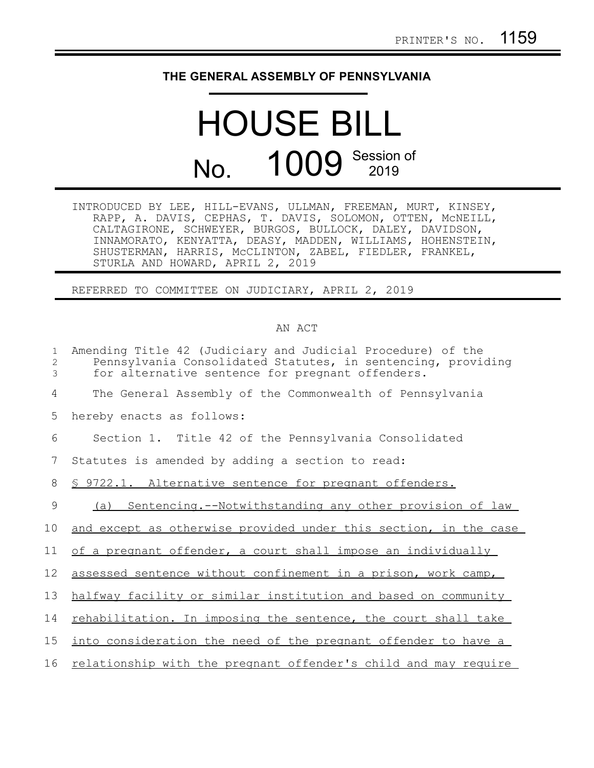PRINTER'S NO. 1159

# THE GENERAL ASSEMBLY OF PENNSYLVANIA

# HOUSE BILL No. 1009

Session of 2019

INTRODUCED BY LEE, HILL-EVANS, ULLMAN, FREEMAN, MURT, KINSEY, RAPP, A. DAVIS, CEPHAS, T. DAVIS, SOLOMON, OTTEN, McNEILL, CALTAGIRONE, SCHWEYER, BURGOS, BULLOCK, DALEY, DAVIDSON, INNAMORATO, KENYATTA, DEASY, MADDEN, WILLIAMS, HOHENSTEIN, SHUSTERMAN, HARRIS, McCLINTON, ZABEL, FIEDLER, FRANKEL, STURLA AND HOWARD, APRIL 2, 2019

REFERRED TO COMMITTEE ON JUDICIARY, APRIL 2, 2019

## AN ACT

1 Amending Title 42 (Judiciary and Judicial Procedure) of the
2 Pennsylvania Consolidated Statutes, in sentencing, providing
3 for alternative sentence for pregnant offenders.

4 The General Assembly of the Commonwealth of Pennsylvania
5 hereby enacts as follows:

6 Section 1. Title 42 of the Pennsylvania Consolidated
7 Statutes is amended by adding a section to read:

8 § 9722.1. Alternative sentence for pregnant offenders.

9 (a) Sentencing.--Notwithstanding any other provision of law
10 and except as otherwise provided under this section, in the case
11 of a pregnant offender, a court shall impose an individually
12 assessed sentence without confinement in a prison, work camp,
13 halfway facility or similar institution and based on community
14 rehabilitation. In imposing the sentence, the court shall take
15 into consideration the need of the pregnant offender to have a
16 relationship with the pregnant offender's child and may require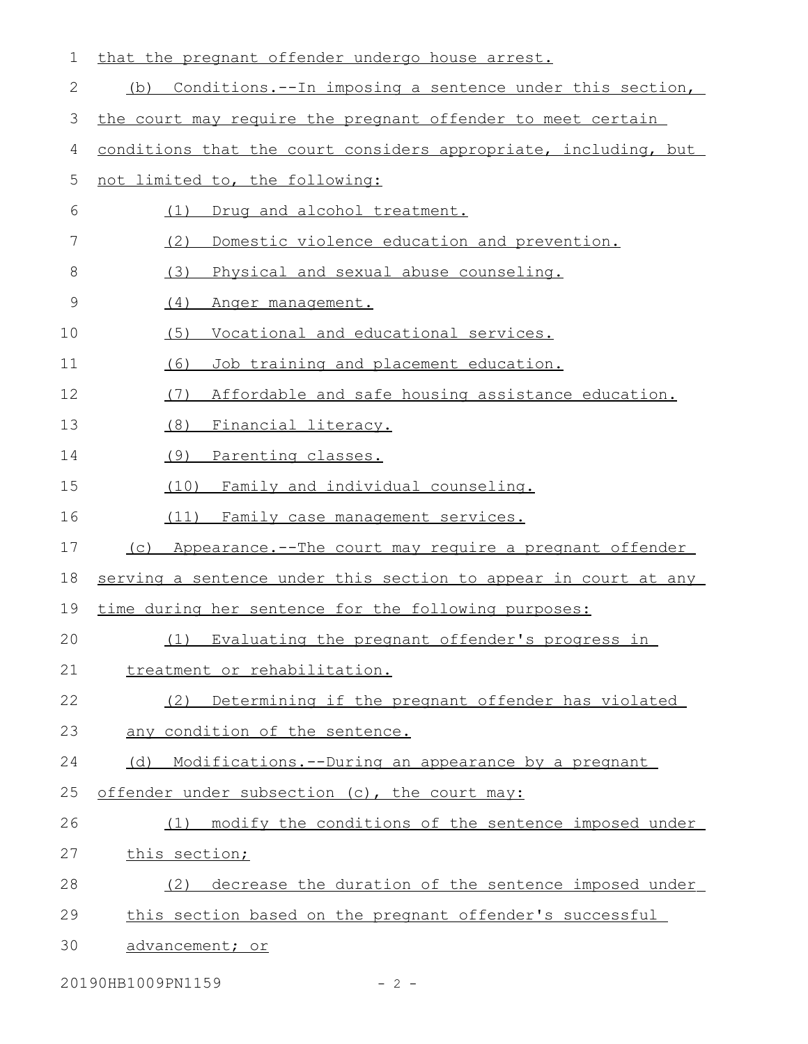that the pregnant offender undergo house arrest.

(b) Conditions.--In imposing a sentence under this section, the court may require the pregnant offender to meet certain conditions that the court considers appropriate, including, but not limited to, the following:

(1) Drug and alcohol treatment.

(2) Domestic violence education and prevention.

(3) Physical and sexual abuse counseling.

(4) Anger management.

(5) Vocational and educational services.

(6) Job training and placement education.

(7) Affordable and safe housing assistance education.

(8) Financial literacy.

(9) Parenting classes.

(10) Family and individual counseling.

(11) Family case management services.

(c) Appearance.--The court may require a pregnant offender serving a sentence under this section to appear in court at any time during her sentence for the following purposes:

(1) Evaluating the pregnant offender's progress in treatment or rehabilitation.

(2) Determining if the pregnant offender has violated any condition of the sentence.

(d) Modifications.--During an appearance by a pregnant offender under subsection (c), the court may:

(1) modify the conditions of the sentence imposed under this section;

(2) decrease the duration of the sentence imposed under this section based on the pregnant offender's successful advancement; or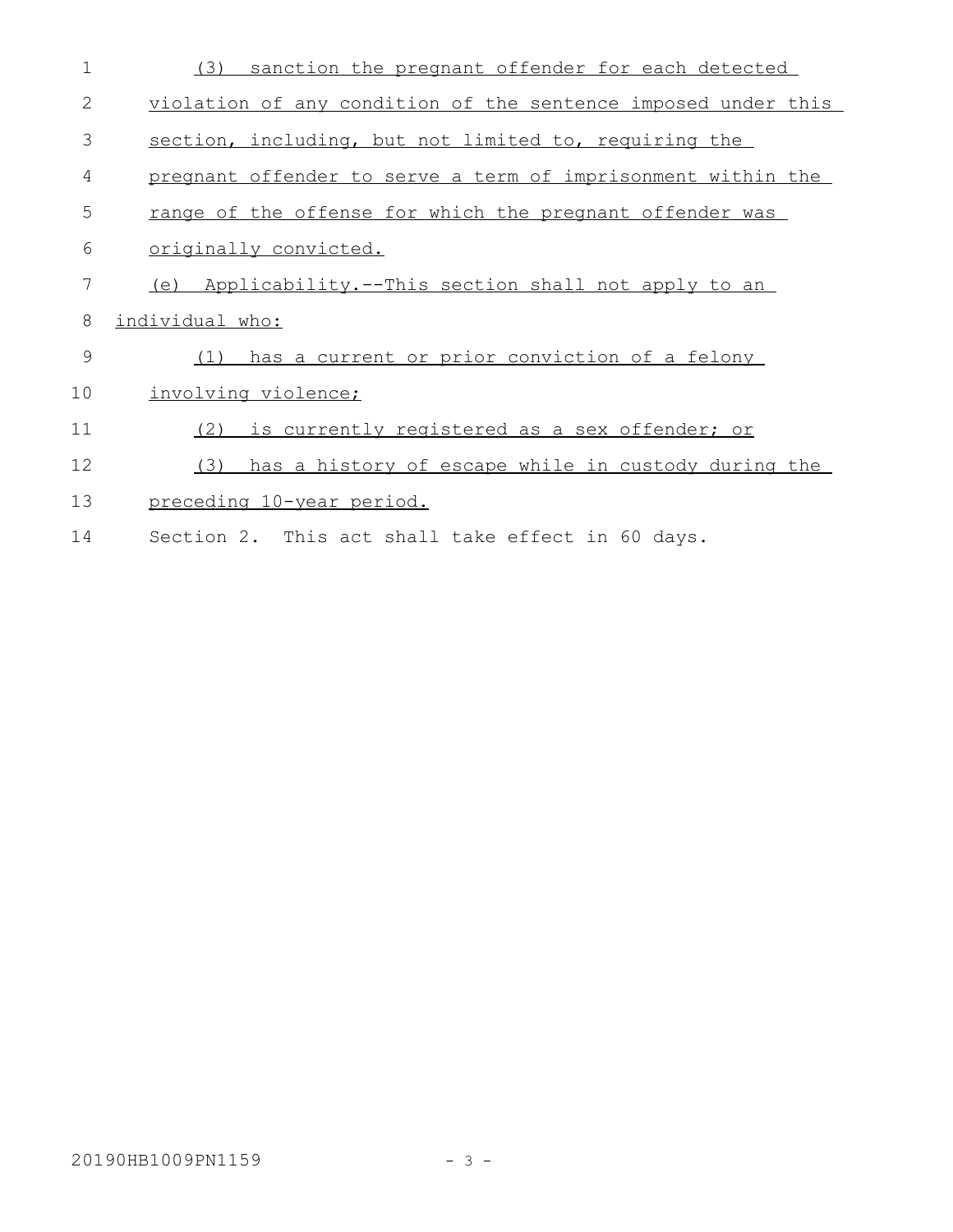(3) sanction the pregnant offender for each detected violation of any condition of the sentence imposed under this section, including, but not limited to, requiring the pregnant offender to serve a term of imprisonment within the range of the offense for which the pregnant offender was originally convicted.

(e) Applicability.--This section shall not apply to an individual who:

(1) has a current or prior conviction of a felony involving violence;

(2) is currently registered as a sex offender; or

(3) has a history of escape while in custody during the preceding 10-year period.

Section 2. This act shall take effect in 60 days.